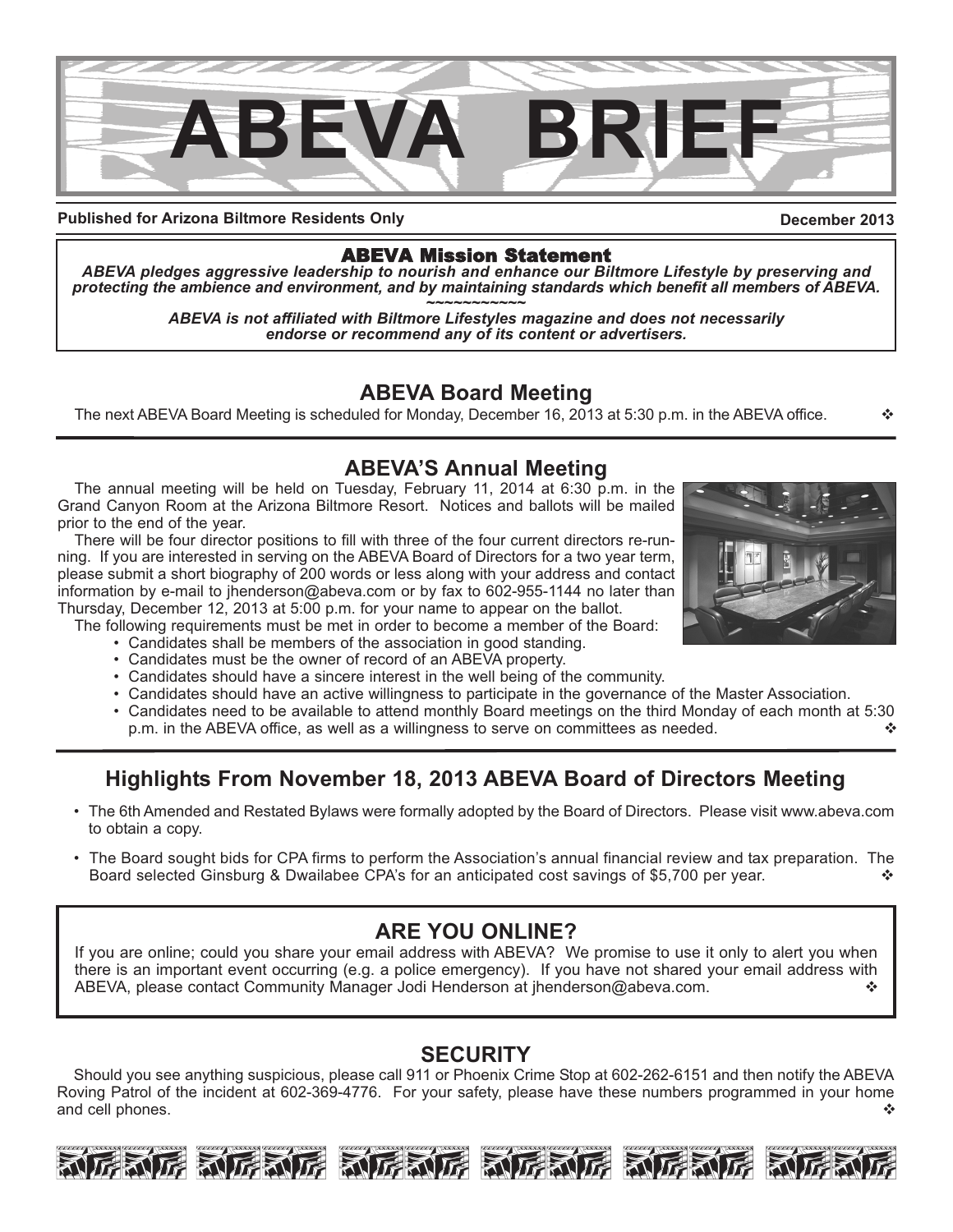# ABEVA BRIEF

**Published for Arizona Biltmore Residents Only** **December 2013**

## ABEVA Mission Statement

***ABEVA pledges aggressive leadership to nourish and enhance our Biltmore Lifestyle by preserving and protecting the ambience and environment, and by maintaining standards which benefit all members of ABEVA.***

~~~~~~~~~~~

***ABEVA is not affiliated with Biltmore Lifestyles magazine and does not necessarily endorse or recommend any of its content or advertisers.***

## ABEVA Board Meeting

The next ABEVA Board Meeting is scheduled for Monday, December 16, 2013 at 5:30 p.m. in the ABEVA office. ❖

## ABEVA'S Annual Meeting

The annual meeting will be held on Tuesday, February 11, 2014 at 6:30 p.m. in the Grand Canyon Room at the Arizona Biltmore Resort. Notices and ballots will be mailed prior to the end of the year.

There will be four director positions to fill with three of the four current directors re-running. If you are interested in serving on the ABEVA Board of Directors for a two year term, please submit a short biography of 200 words or less along with your address and contact information by e-mail to jhenderson@abeva.com or by fax to 602-955-1144 no later than Thursday, December 12, 2013 at 5:00 p.m. for your name to appear on the ballot.

The following requirements must be met in order to become a member of the Board:

- Candidates shall be members of the association in good standing.
- Candidates must be the owner of record of an ABEVA property.
- Candidates should have a sincere interest in the well being of the community.
- Candidates should have an active willingness to participate in the governance of the Master Association.
- Candidates need to be available to attend monthly Board meetings on the third Monday of each month at 5:30 p.m. in the ABEVA office, as well as a willingness to serve on committees as needed. ❖

## Highlights From November 18, 2013 ABEVA Board of Directors Meeting

- The 6th Amended and Restated Bylaws were formally adopted by the Board of Directors. Please visit www.abeva.com to obtain a copy.
- The Board sought bids for CPA firms to perform the Association's annual financial review and tax preparation. The Board selected Ginsburg & Dwailabee CPA's for an anticipated cost savings of $5,700 per year. ❖

## ARE YOU ONLINE?

If you are online; could you share your email address with ABEVA? We promise to use it only to alert you when there is an important event occurring (e.g. a police emergency). If you have not shared your email address with ABEVA, please contact Community Manager Jodi Henderson at jhenderson@abeva.com. ❖

## SECURITY

Should you see anything suspicious, please call 911 or Phoenix Crime Stop at 602-262-6151 and then notify the ABEVA Roving Patrol of the incident at 602-369-4776. For your safety, please have these numbers programmed in your home and cell phones. ❖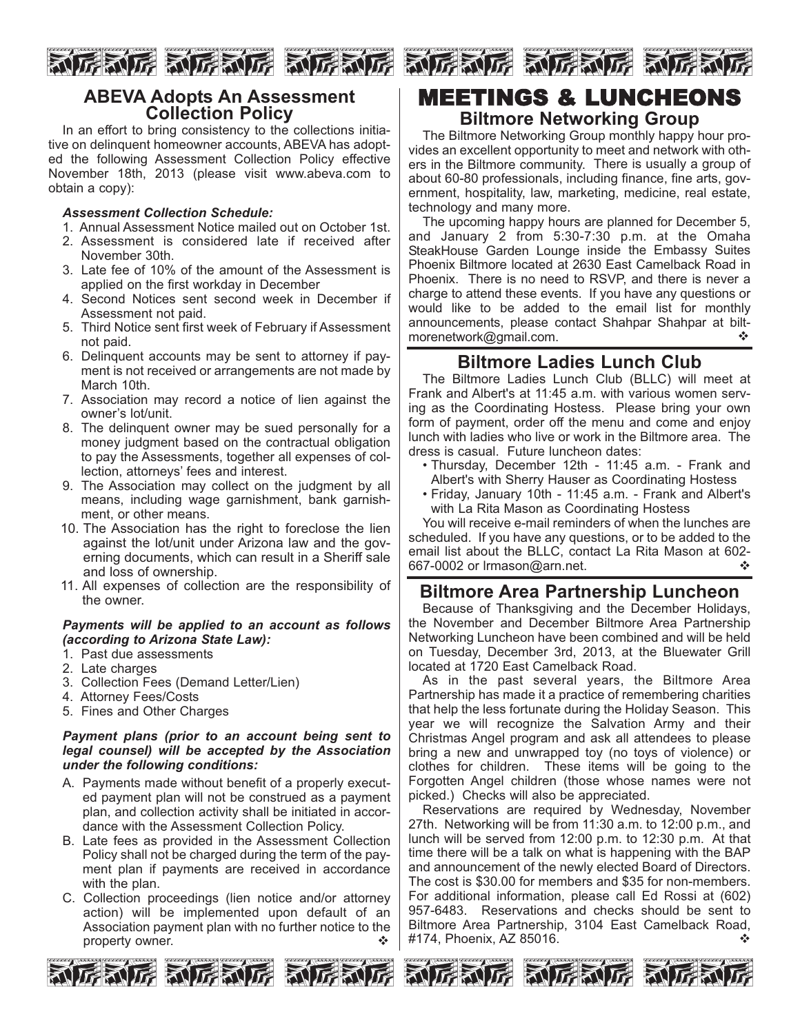## ABEVA Adopts An Assessment Collection Policy

In an effort to bring consistency to the collections initiative on delinquent homeowner accounts, ABEVA has adopted the following Assessment Collection Policy effective November 18th, 2013 (please visit www.abeva.com to obtain a copy):

***Assessment Collection Schedule:***

1. Annual Assessment Notice mailed out on October 1st.
2. Assessment is considered late if received after November 30th.
3. Late fee of 10% of the amount of the Assessment is applied on the first workday in December
4. Second Notices sent second week in December if Assessment not paid.
5. Third Notice sent first week of February if Assessment not paid.
6. Delinquent accounts may be sent to attorney if payment is not received or arrangements are not made by March 10th.
7. Association may record a notice of lien against the owner's lot/unit.
8. The delinquent owner may be sued personally for a money judgment based on the contractual obligation to pay the Assessments, together all expenses of collection, attorneys' fees and interest.
9. The Association may collect on the judgment by all means, including wage garnishment, bank garnishment, or other means.
10. The Association has the right to foreclose the lien against the lot/unit under Arizona law and the governing documents, which can result in a Sheriff sale and loss of ownership.
11. All expenses of collection are the responsibility of the owner.

***Payments will be applied to an account as follows (according to Arizona State Law):***

1. Past due assessments
2. Late charges
3. Collection Fees (Demand Letter/Lien)
4. Attorney Fees/Costs
5. Fines and Other Charges

***Payment plans (prior to an account being sent to legal counsel) will be accepted by the Association under the following conditions:***

A. Payments made without benefit of a properly executed payment plan will not be construed as a payment plan, and collection activity shall be initiated in accordance with the Assessment Collection Policy.

B. Late fees as provided in the Assessment Collection Policy shall not be charged during the term of the payment plan if payments are received in accordance with the plan.

C. Collection proceedings (lien notice and/or attorney action) will be implemented upon default of an Association payment plan with no further notice to the property owner. ❖

# MEETINGS & LUNCHEONS

## Biltmore Networking Group

The Biltmore Networking Group monthly happy hour provides an excellent opportunity to meet and network with others in the Biltmore community. There is usually a group of about 60-80 professionals, including finance, fine arts, government, hospitality, law, marketing, medicine, real estate, technology and many more.

The upcoming happy hours are planned for December 5, and January 2 from 5:30-7:30 p.m. at the Omaha SteakHouse Garden Lounge inside the Embassy Suites Phoenix Biltmore located at 2630 East Camelback Road in Phoenix. There is no need to RSVP, and there is never a charge to attend these events. If you have any questions or would like to be added to the email list for monthly announcements, please contact Shahpar Shahpar at biltmorenetwork@gmail.com. ❖

## Biltmore Ladies Lunch Club

The Biltmore Ladies Lunch Club (BLLC) will meet at Frank and Albert's at 11:45 a.m. with various women serving as the Coordinating Hostess. Please bring your own form of payment, order off the menu and come and enjoy lunch with ladies who live or work in the Biltmore area. The dress is casual. Future luncheon dates:

- Thursday, December 12th - 11:45 a.m. - Frank and Albert's with Sherry Hauser as Coordinating Hostess
- Friday, January 10th - 11:45 a.m. - Frank and Albert's with La Rita Mason as Coordinating Hostess

You will receive e-mail reminders of when the lunches are scheduled. If you have any questions, or to be added to the email list about the BLLC, contact La Rita Mason at 602-667-0002 or lrmason@arn.net. ❖

## Biltmore Area Partnership Luncheon

Because of Thanksgiving and the December Holidays, the November and December Biltmore Area Partnership Networking Luncheon have been combined and will be held on Tuesday, December 3rd, 2013, at the Bluewater Grill located at 1720 East Camelback Road.

As in the past several years, the Biltmore Area Partnership has made it a practice of remembering charities that help the less fortunate during the Holiday Season. This year we will recognize the Salvation Army and their Christmas Angel program and ask all attendees to please bring a new and unwrapped toy (no toys of violence) or clothes for children. These items will be going to the Forgotten Angel children (those whose names were not picked.) Checks will also be appreciated.

Reservations are required by Wednesday, November 27th. Networking will be from 11:30 a.m. to 12:00 p.m., and lunch will be served from 12:00 p.m. to 12:30 p.m. At that time there will be a talk on what is happening with the BAP and announcement of the newly elected Board of Directors. The cost is $30.00 for members and $35 for non-members. For additional information, please call Ed Rossi at (602) 957-6483. Reservations and checks should be sent to Biltmore Area Partnership, 3104 East Camelback Road, #174, Phoenix, AZ 85016. ❖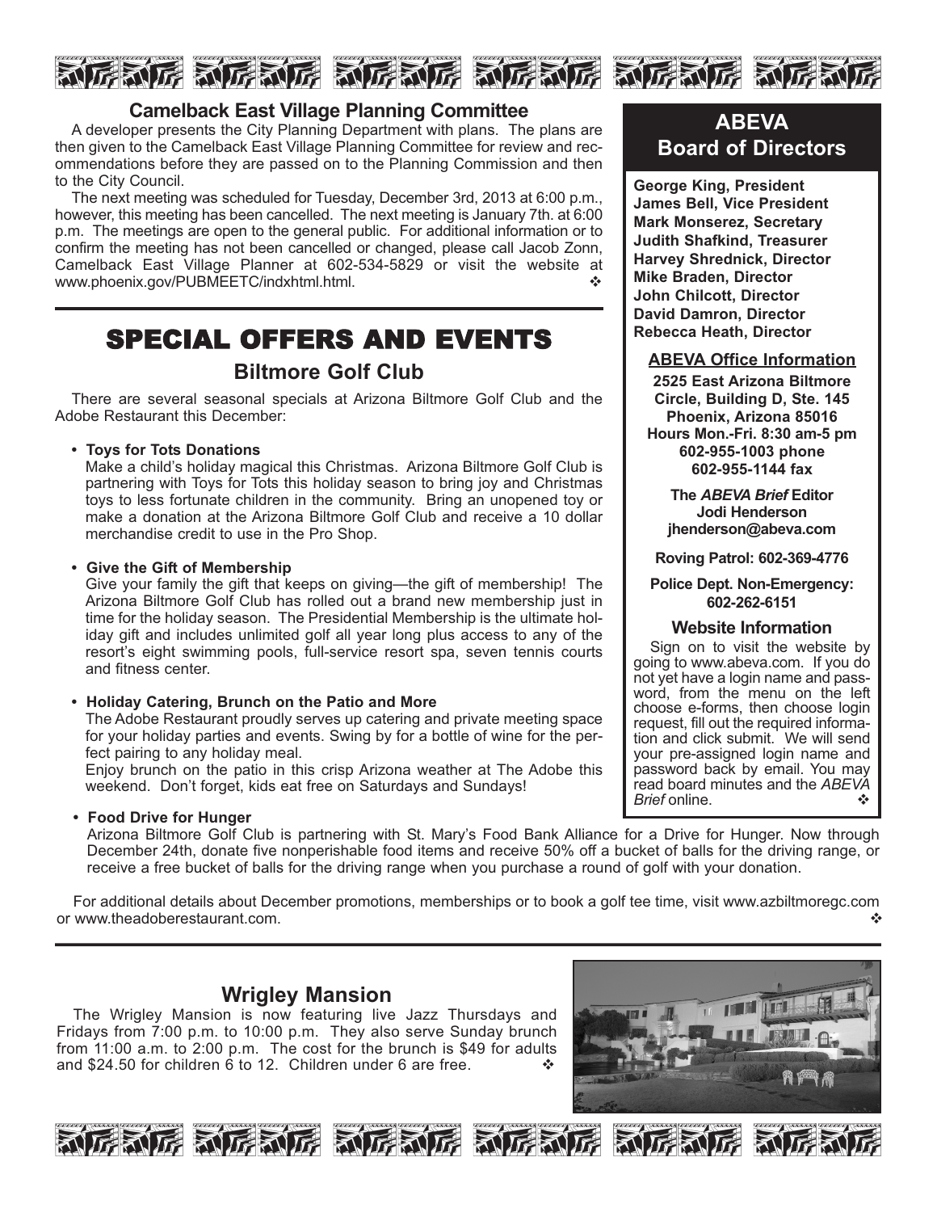## Camelback East Village Planning Committee

A developer presents the City Planning Department with plans. The plans are then given to the Camelback East Village Planning Committee for review and recommendations before they are passed on to the Planning Commission and then to the City Council.

The next meeting was scheduled for Tuesday, December 3rd, 2013 at 6:00 p.m., however, this meeting has been cancelled. The next meeting is January 7th. at 6:00 p.m. The meetings are open to the general public. For additional information or to confirm the meeting has not been cancelled or changed, please call Jacob Zonn, Camelback East Village Planner at 602-534-5829 or visit the website at www.phoenix.gov/PUBMEETC/indxhtml.html. ❖

# SPECIAL OFFERS AND EVENTS

## Biltmore Golf Club

There are several seasonal specials at Arizona Biltmore Golf Club and the Adobe Restaurant this December:

- **Toys for Tots Donations**
  Make a child's holiday magical this Christmas. Arizona Biltmore Golf Club is partnering with Toys for Tots this holiday season to bring joy and Christmas toys to less fortunate children in the community. Bring an unopened toy or make a donation at the Arizona Biltmore Golf Club and receive a 10 dollar merchandise credit to use in the Pro Shop.

- **Give the Gift of Membership**
  Give your family the gift that keeps on giving—the gift of membership! The Arizona Biltmore Golf Club has rolled out a brand new membership just in time for the holiday season. The Presidential Membership is the ultimate holiday gift and includes unlimited golf all year long plus access to any of the resort's eight swimming pools, full-service resort spa, seven tennis courts and fitness center.

- **Holiday Catering, Brunch on the Patio and More**
  The Adobe Restaurant proudly serves up catering and private meeting space for your holiday parties and events. Swing by for a bottle of wine for the perfect pairing to any holiday meal.
  Enjoy brunch on the patio in this crisp Arizona weather at The Adobe this weekend. Don't forget, kids eat free on Saturdays and Sundays!

- **Food Drive for Hunger**
  Arizona Biltmore Golf Club is partnering with St. Mary's Food Bank Alliance for a Drive for Hunger. Now through December 24th, donate five nonperishable food items and receive 50% off a bucket of balls for the driving range, or receive a free bucket of balls for the driving range when you purchase a round of golf with your donation.

For additional details about December promotions, memberships or to book a golf tee time, visit www.azbiltmoregc.com or www.theadoberestaurant.com. ❖

## Wrigley Mansion

The Wrigley Mansion is now featuring live Jazz Thursdays and Fridays from 7:00 p.m. to 10:00 p.m. They also serve Sunday brunch from 11:00 a.m. to 2:00 p.m. The cost for the brunch is $49 for adults and $24.50 for children 6 to 12. Children under 6 are free. ❖

## ABEVA Board of Directors

**George King, President**
**James Bell, Vice President**
**Mark Monserez, Secretary**
**Judith Shafkind, Treasurer**
**Harvey Shrednick, Director**
**Mike Braden, Director**
**John Chilcott, Director**
**David Damron, Director**
**Rebecca Heath, Director**

### ABEVA Office Information

**2525 East Arizona Biltmore Circle, Building D, Ste. 145**
**Phoenix, Arizona 85016**
**Hours Mon.-Fri. 8:30 am-5 pm**
**602-955-1003 phone**
**602-955-1144 fax**

**The *ABEVA Brief* Editor**
**Jodi Henderson**
**jhenderson@abeva.com**

**Roving Patrol: 602-369-4776**

**Police Dept. Non-Emergency: 602-262-6151**

### Website Information

Sign on to visit the website by going to www.abeva.com. If you do not yet have a login name and password, from the menu on the left choose e-forms, then choose login request, fill out the required information and click submit. We will send your pre-assigned login name and password back by email. You may read board minutes and the *ABEVA Brief* online. ❖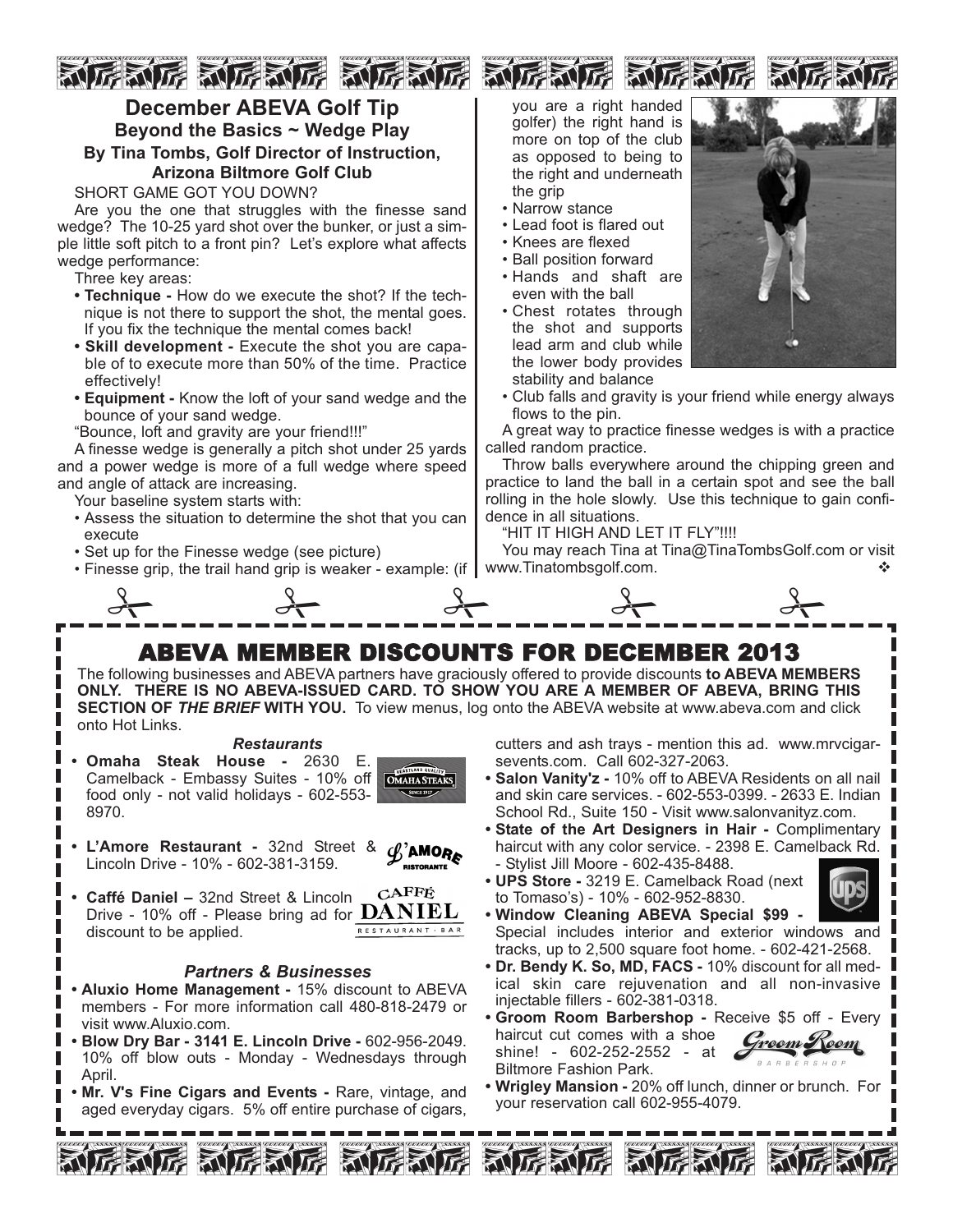## December ABEVA Golf Tip

### Beyond the Basics ~ Wedge Play

**By Tina Tombs, Golf Director of Instruction, Arizona Biltmore Golf Club**

SHORT GAME GOT YOU DOWN?

Are you the one that struggles with the finesse sand wedge? The 10-25 yard shot over the bunker, or just a simple little soft pitch to a front pin? Let's explore what affects wedge performance:

Three key areas:

- **Technique -** How do we execute the shot? If the technique is not there to support the shot, the mental goes. If you fix the technique the mental comes back!
- **Skill development -** Execute the shot you are capable of to execute more than 50% of the time. Practice effectively!
- **Equipment -** Know the loft of your sand wedge and the bounce of your sand wedge.

"Bounce, loft and gravity are your friend!!!"

A finesse wedge is generally a pitch shot under 25 yards and a power wedge is more of a full wedge where speed and angle of attack are increasing.

Your baseline system starts with:

- Assess the situation to determine the shot that you can execute
- Set up for the Finesse wedge (see picture)
- Finesse grip, the trail hand grip is weaker - example: (if you are a right handed golfer) the right hand is more on top of the club as opposed to being to the right and underneath the grip
- Narrow stance
- Lead foot is flared out
- Knees are flexed
- Ball position forward
- Hands and shaft are even with the ball
- Chest rotates through the shot and supports lead arm and club while the lower body provides stability and balance
- Club falls and gravity is your friend while energy always flows to the pin.

A great way to practice finesse wedges is with a practice called random practice.

Throw balls everywhere around the chipping green and practice to land the ball in a certain spot and see the ball rolling in the hole slowly. Use this technique to gain confidence in all situations.

"HIT IT HIGH AND LET IT FLY"!!!!

You may reach Tina at Tina@TinaTombsGolf.com or visit www.Tinatombsgolf.com.

## ABEVA MEMBER DISCOUNTS FOR DECEMBER 2013

The following businesses and ABEVA partners have graciously offered to provide discounts **to ABEVA MEMBERS ONLY. THERE IS NO ABEVA-ISSUED CARD. TO SHOW YOU ARE A MEMBER OF ABEVA, BRING THIS SECTION OF *THE BRIEF* WITH YOU.** To view menus, log onto the ABEVA website at www.abeva.com and click onto Hot Links.

### *Restaurants*

- **Omaha Steak House -** 2630 E. Camelback - Embassy Suites - 10% off food only - not valid holidays - 602-553-8970.
- **L'Amore Restaurant -** 32nd Street & Lincoln Drive - 10% - 602-381-3159.
- **Caffé Daniel –** 32nd Street & Lincoln Drive - 10% off - Please bring ad for discount to be applied.

### *Partners & Businesses*

- **Aluxio Home Management -** 15% discount to ABEVA members - For more information call 480-818-2479 or visit www.Aluxio.com.
- **Blow Dry Bar - 3141 E. Lincoln Drive -** 602-956-2049. 10% off blow outs - Monday - Wednesdays through April.
- **Mr. V's Fine Cigars and Events -** Rare, vintage, and aged everyday cigars. 5% off entire purchase of cigars, cutters and ash trays - mention this ad. www.mrvcigarsevents.com. Call 602-327-2063.
- **Salon Vanity'z -** 10% off to ABEVA Residents on all nail and skin care services. - 602-553-0399. - 2633 E. Indian School Rd., Suite 150 - Visit www.salonvanityz.com.
- **State of the Art Designers in Hair -** Complimentary haircut with any color service. - 2398 E. Camelback Rd. - Stylist Jill Moore - 602-435-8488.
- **UPS Store -** 3219 E. Camelback Road (next to Tomaso's) - 10% - 602-952-8830.
- **Window Cleaning ABEVA Special $99 -** Special includes interior and exterior windows and tracks, up to 2,500 square foot home. - 602-421-2568.
- **Dr. Bendy K. So, MD, FACS -** 10% discount for all medical skin care rejuvenation and all non-invasive injectable fillers - 602-381-0318.
- **Groom Room Barbershop -** Receive $5 off - Every haircut cut comes with a shoe shine! - 602-252-2552 - at Biltmore Fashion Park.
- **Wrigley Mansion -** 20% off lunch, dinner or brunch. For your reservation call 602-955-4079.